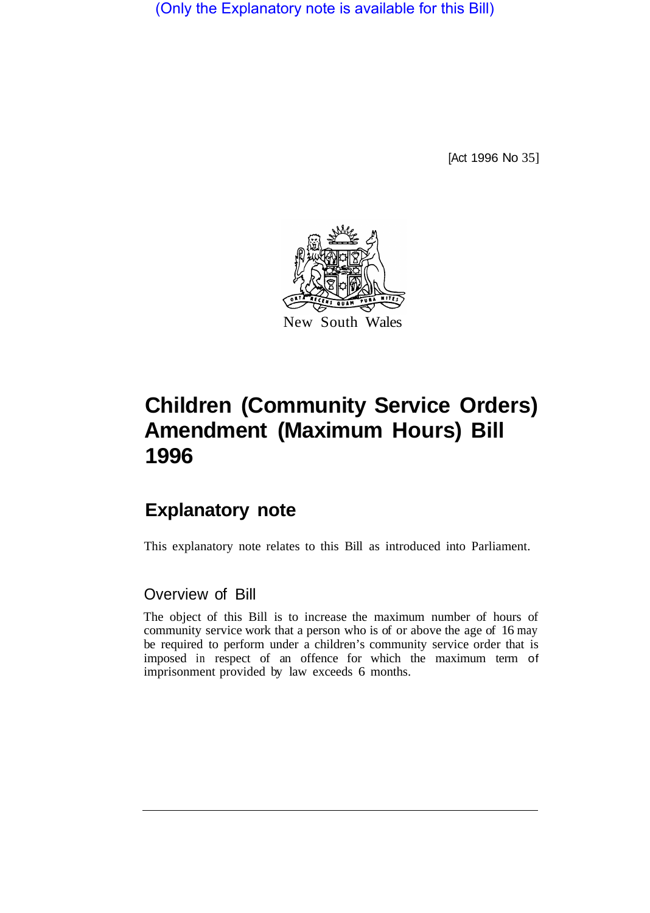(Only the Explanatory note is available for this Bill)

[Act 1996 No 35]

New South Wales

# Children (Community Service Orders) Amendment (Maximum Hours) Bill 1996

## Explanatory note

This explanatory note relates to this Bill as introduced into Parliament.

### Overview of Bill

The object of this Bill is to increase the maximum number of hours of community service work that a person who is of or above the age of 16 may be required to perform under a children's community service order that is imposed in respect of an offence for which the maximum term of imprisonment provided by law exceeds 6 months.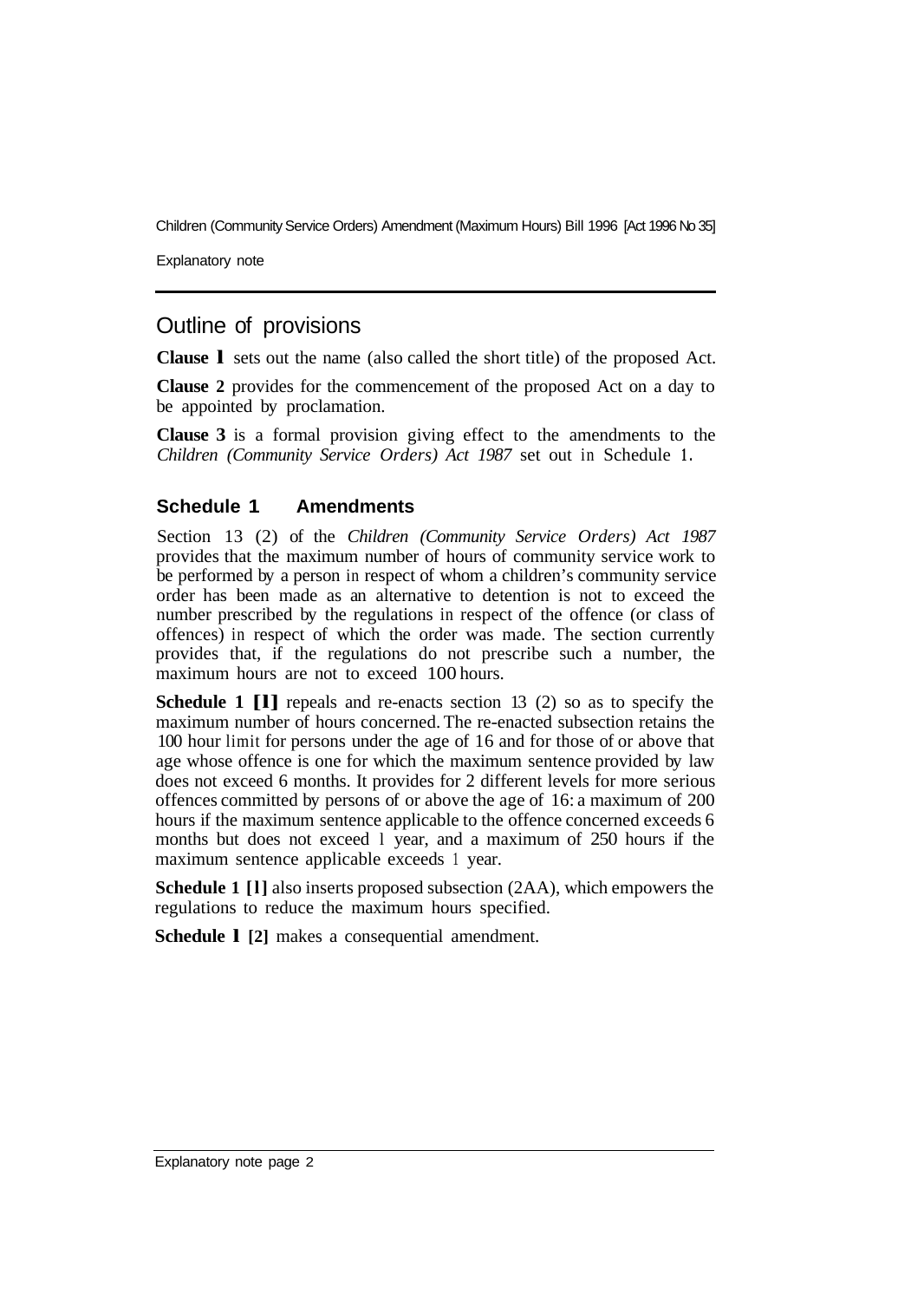## Outline of provisions

**Clause 1** sets out the name (also called the short title) of the proposed Act.

**Clause 2** provides for the commencement of the proposed Act on a day to be appointed by proclamation.

**Clause 3** is a formal provision giving effect to the amendments to the *Children (Community Service Orders) Act 1987* set out in Schedule 1.

### Schedule 1 Amendments

Section 13 (2) of the *Children (Community Service Orders) Act 1987* provides that the maximum number of hours of community service work to be performed by a person in respect of whom a children's community service order has been made as an alternative to detention is not to exceed the number prescribed by the regulations in respect of the offence (or class of offences) in respect of which the order was made. The section currently provides that, if the regulations do not prescribe such a number, the maximum hours are not to exceed 100 hours.

**Schedule 1 [1]** repeals and re-enacts section 13 (2) so as to specify the maximum number of hours concerned. The re-enacted subsection retains the 100 hour limit for persons under the age of 16 and for those of or above that age whose offence is one for which the maximum sentence provided by law does not exceed 6 months. It provides for 2 different levels for more serious offences committed by persons of or above the age of 16: a maximum of 200 hours if the maximum sentence applicable to the offence concerned exceeds 6 months but does not exceed 1 year, and a maximum of 250 hours if the maximum sentence applicable exceeds 1 year.

**Schedule 1 [1]** also inserts proposed subsection (2AA), which empowers the regulations to reduce the maximum hours specified.

**Schedule 1 [2]** makes a consequential amendment.